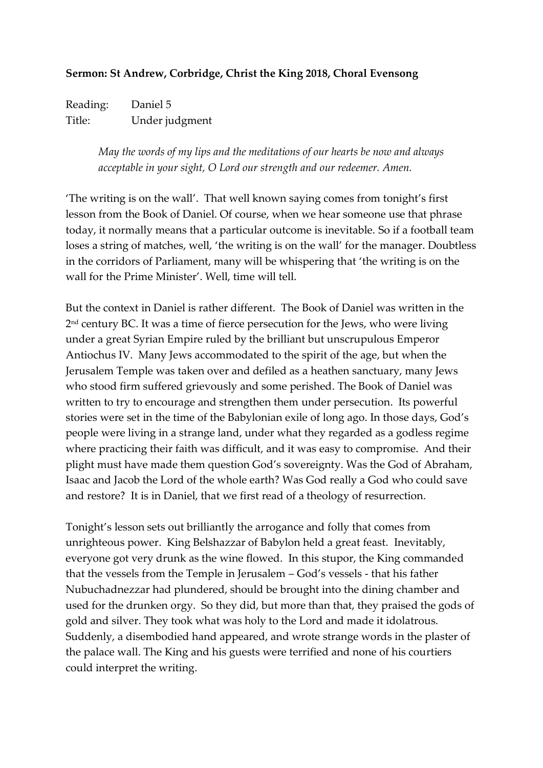**Sermon: St Andrew, Corbridge, Christ the King 2018, Choral Evensong**

Reading: Daniel 5
Title: Under judgment

> *May the words of my lips and the meditations of our hearts be now and always acceptable in your sight, O Lord our strength and our redeemer. Amen.*

'The writing is on the wall'. That well known saying comes from tonight's first lesson from the Book of Daniel. Of course, when we hear someone use that phrase today, it normally means that a particular outcome is inevitable. So if a football team loses a string of matches, well, 'the writing is on the wall' for the manager. Doubtless in the corridors of Parliament, many will be whispering that 'the writing is on the wall for the Prime Minister'. Well, time will tell.

But the context in Daniel is rather different. The Book of Daniel was written in the 2nd century BC. It was a time of fierce persecution for the Jews, who were living under a great Syrian Empire ruled by the brilliant but unscrupulous Emperor Antiochus IV. Many Jews accommodated to the spirit of the age, but when the Jerusalem Temple was taken over and defiled as a heathen sanctuary, many Jews who stood firm suffered grievously and some perished. The Book of Daniel was written to try to encourage and strengthen them under persecution. Its powerful stories were set in the time of the Babylonian exile of long ago. In those days, God's people were living in a strange land, under what they regarded as a godless regime where practicing their faith was difficult, and it was easy to compromise. And their plight must have made them question God's sovereignty. Was the God of Abraham, Isaac and Jacob the Lord of the whole earth? Was God really a God who could save and restore? It is in Daniel, that we first read of a theology of resurrection.

Tonight's lesson sets out brilliantly the arrogance and folly that comes from unrighteous power. King Belshazzar of Babylon held a great feast. Inevitably, everyone got very drunk as the wine flowed. In this stupor, the King commanded that the vessels from the Temple in Jerusalem – God's vessels - that his father Nubuchadnezzar had plundered, should be brought into the dining chamber and used for the drunken orgy. So they did, but more than that, they praised the gods of gold and silver. They took what was holy to the Lord and made it idolatrous. Suddenly, a disembodied hand appeared, and wrote strange words in the plaster of the palace wall. The King and his guests were terrified and none of his courtiers could interpret the writing.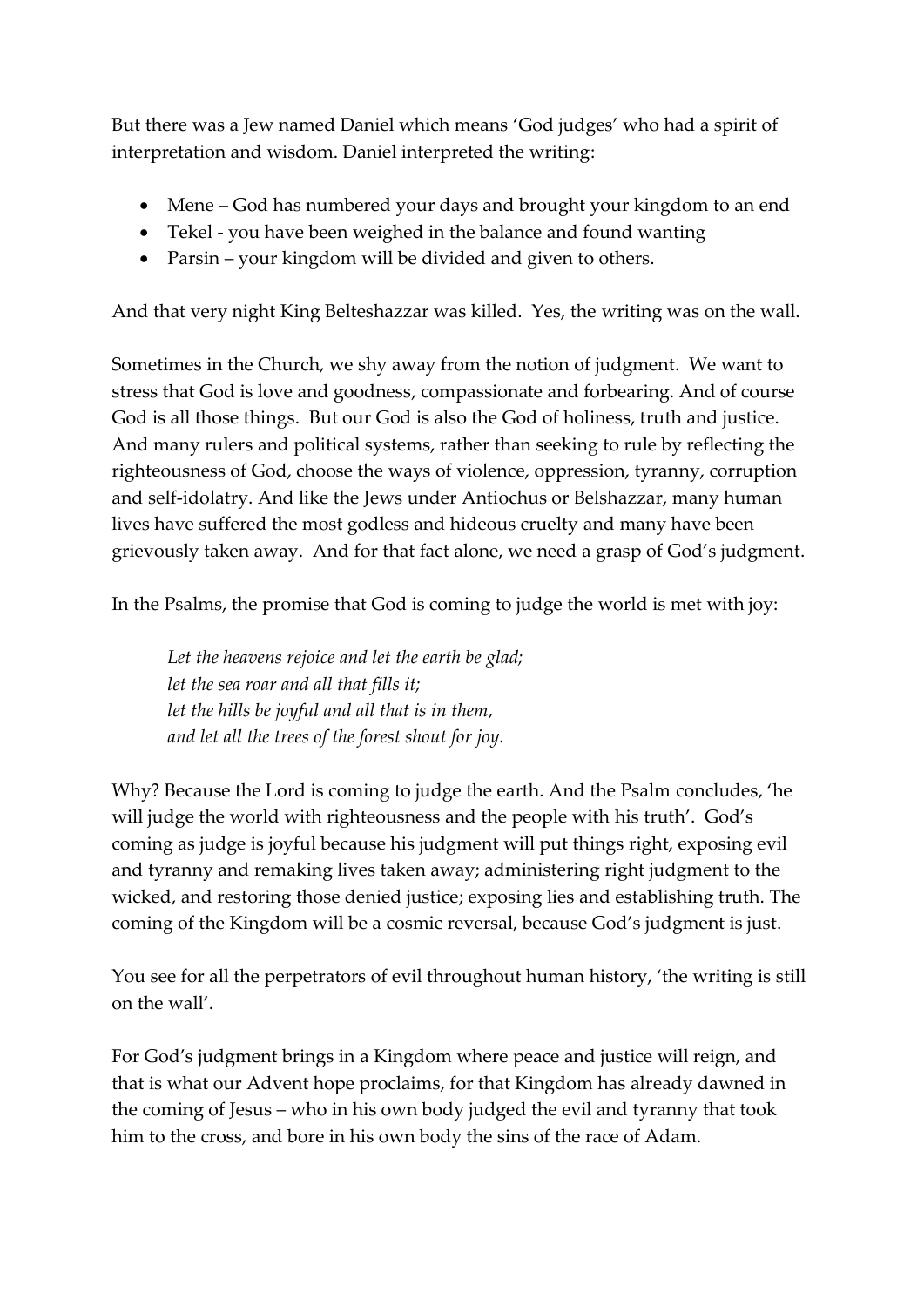But there was a Jew named Daniel which means 'God judges' who had a spirit of interpretation and wisdom. Daniel interpreted the writing:

- Mene – God has numbered your days and brought your kingdom to an end
- Tekel - you have been weighed in the balance and found wanting
- Parsin – your kingdom will be divided and given to others.

And that very night King Belteshazzar was killed. Yes, the writing was on the wall.

Sometimes in the Church, we shy away from the notion of judgment. We want to stress that God is love and goodness, compassionate and forbearing. And of course God is all those things. But our God is also the God of holiness, truth and justice. And many rulers and political systems, rather than seeking to rule by reflecting the righteousness of God, choose the ways of violence, oppression, tyranny, corruption and self-idolatry. And like the Jews under Antiochus or Belshazzar, many human lives have suffered the most godless and hideous cruelty and many have been grievously taken away. And for that fact alone, we need a grasp of God's judgment.

In the Psalms, the promise that God is coming to judge the world is met with joy:

> *Let the heavens rejoice and let the earth be glad;*
> *let the sea roar and all that fills it;*
> *let the hills be joyful and all that is in them,*
> *and let all the trees of the forest shout for joy.*

Why? Because the Lord is coming to judge the earth. And the Psalm concludes, 'he will judge the world with righteousness and the people with his truth'. God's coming as judge is joyful because his judgment will put things right, exposing evil and tyranny and remaking lives taken away; administering right judgment to the wicked, and restoring those denied justice; exposing lies and establishing truth. The coming of the Kingdom will be a cosmic reversal, because God's judgment is just.

You see for all the perpetrators of evil throughout human history, 'the writing is still on the wall'.

For God's judgment brings in a Kingdom where peace and justice will reign, and that is what our Advent hope proclaims, for that Kingdom has already dawned in the coming of Jesus – who in his own body judged the evil and tyranny that took him to the cross, and bore in his own body the sins of the race of Adam.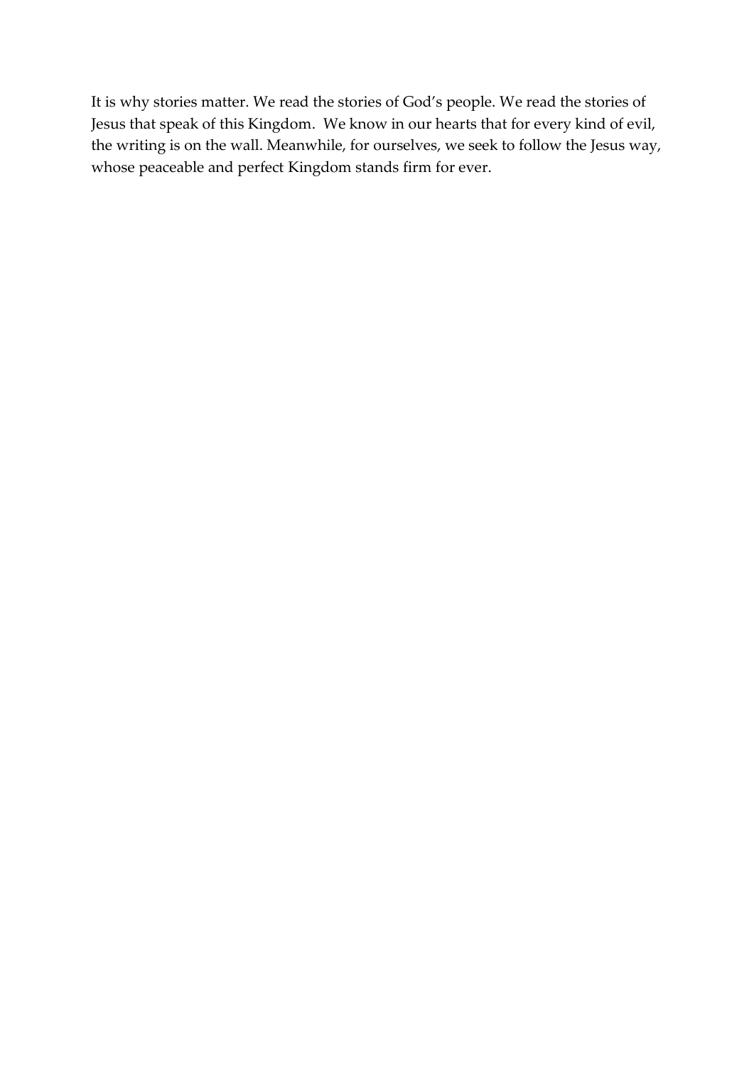It is why stories matter. We read the stories of God's people. We read the stories of Jesus that speak of this Kingdom. We know in our hearts that for every kind of evil, the writing is on the wall. Meanwhile, for ourselves, we seek to follow the Jesus way, whose peaceable and perfect Kingdom stands firm for ever.